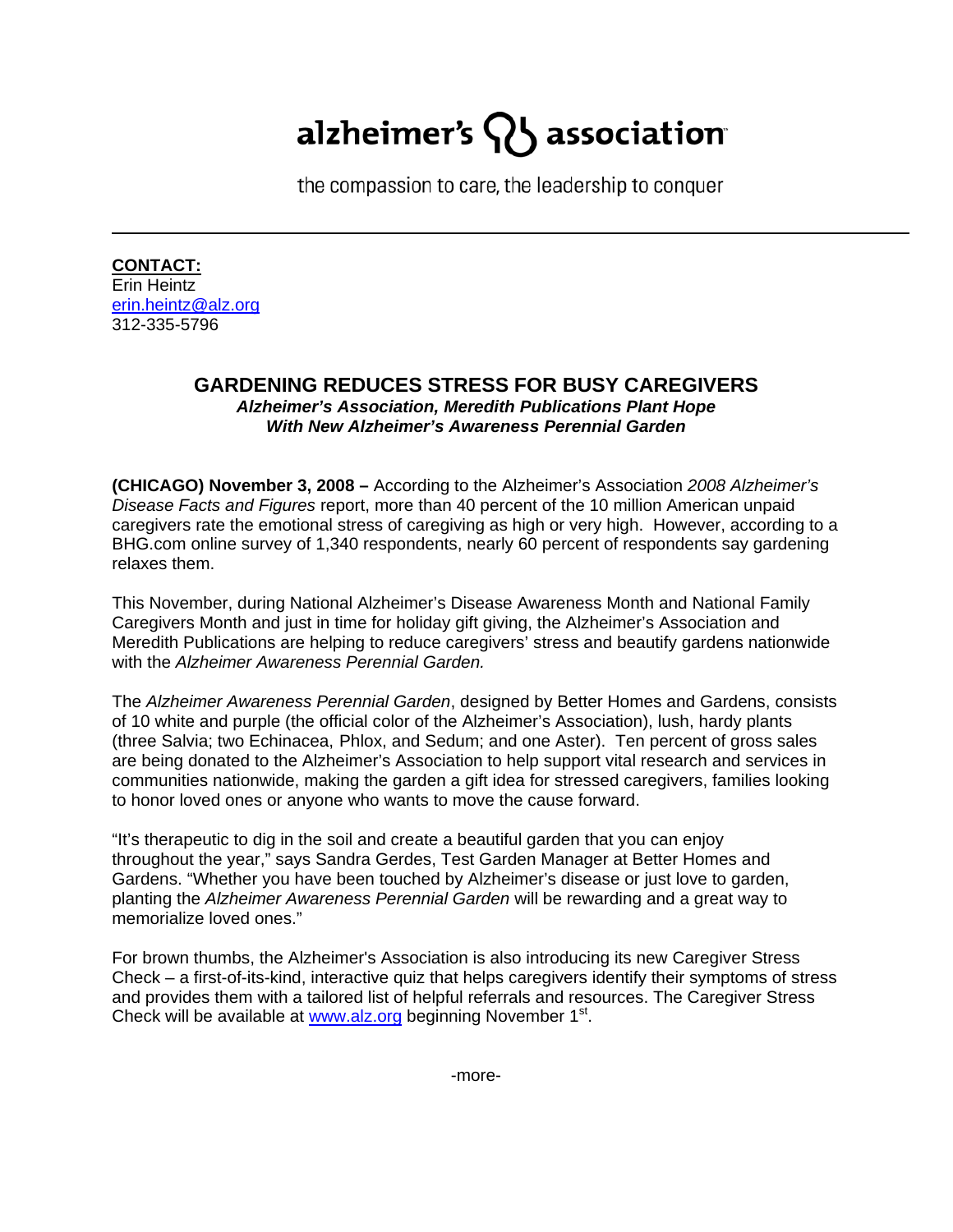alzheimer's association

the compassion to care, the leadership to conquer

**CONTACT:**
Erin Heintz
erin.heintz@alz.org
312-335-5796

# GARDENING REDUCES STRESS FOR BUSY CAREGIVERS

***Alzheimer's Association, Meredith Publications Plant Hope With New Alzheimer's Awareness Perennial Garden***

**(CHICAGO) November 3, 2008 –** According to the Alzheimer's Association *2008 Alzheimer's Disease Facts and Figures* report, more than 40 percent of the 10 million American unpaid caregivers rate the emotional stress of caregiving as high or very high. However, according to a BHG.com online survey of 1,340 respondents, nearly 60 percent of respondents say gardening relaxes them.

This November, during National Alzheimer's Disease Awareness Month and National Family Caregivers Month and just in time for holiday gift giving, the Alzheimer's Association and Meredith Publications are helping to reduce caregivers' stress and beautify gardens nationwide with the *Alzheimer Awareness Perennial Garden.*

The *Alzheimer Awareness Perennial Garden*, designed by Better Homes and Gardens, consists of 10 white and purple (the official color of the Alzheimer's Association), lush, hardy plants (three Salvia; two Echinacea, Phlox, and Sedum; and one Aster). Ten percent of gross sales are being donated to the Alzheimer's Association to help support vital research and services in communities nationwide, making the garden a gift idea for stressed caregivers, families looking to honor loved ones or anyone who wants to move the cause forward.

"It's therapeutic to dig in the soil and create a beautiful garden that you can enjoy throughout the year," says Sandra Gerdes, Test Garden Manager at Better Homes and Gardens. "Whether you have been touched by Alzheimer's disease or just love to garden, planting the *Alzheimer Awareness Perennial Garden* will be rewarding and a great way to memorialize loved ones."

For brown thumbs, the Alzheimer's Association is also introducing its new Caregiver Stress Check – a first-of-its-kind, interactive quiz that helps caregivers identify their symptoms of stress and provides them with a tailored list of helpful referrals and resources. The Caregiver Stress Check will be available at www.alz.org beginning November 1st.

-more-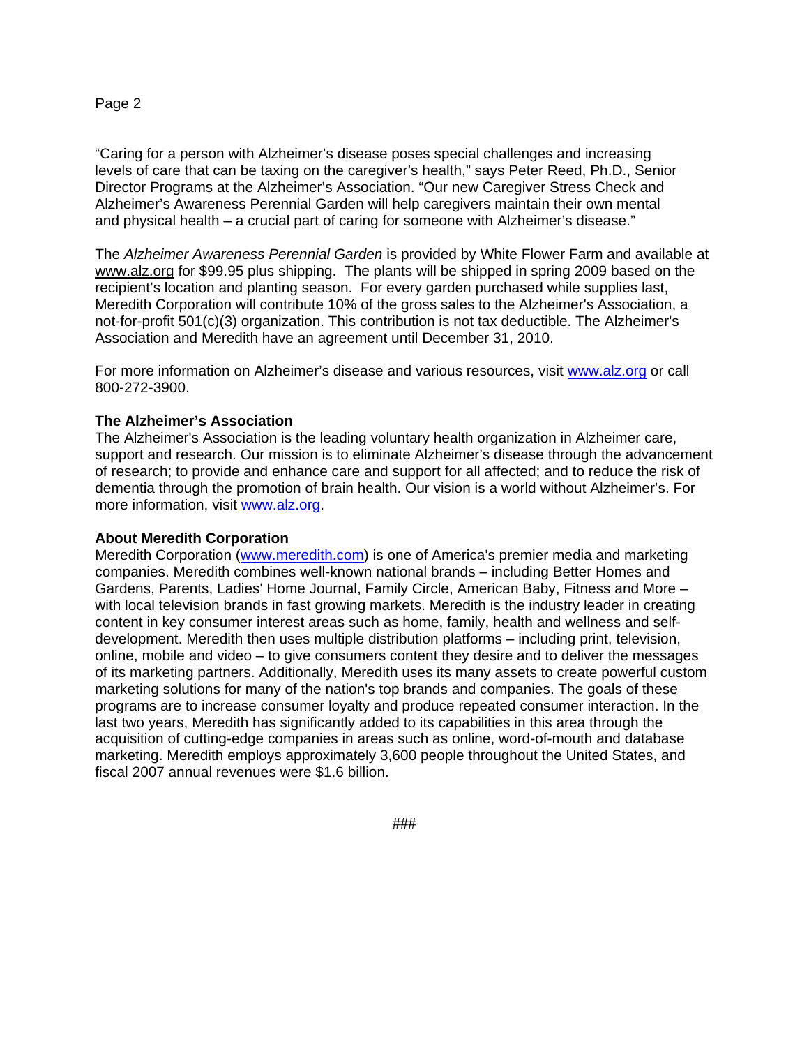"Caring for a person with Alzheimer's disease poses special challenges and increasing levels of care that can be taxing on the caregiver's health," says Peter Reed, Ph.D., Senior Director Programs at the Alzheimer's Association. "Our new Caregiver Stress Check and Alzheimer's Awareness Perennial Garden will help caregivers maintain their own mental and physical health – a crucial part of caring for someone with Alzheimer's disease."

The *Alzheimer Awareness Perennial Garden* is provided by White Flower Farm and available at www.alz.org for $99.95 plus shipping. The plants will be shipped in spring 2009 based on the recipient's location and planting season. For every garden purchased while supplies last, Meredith Corporation will contribute 10% of the gross sales to the Alzheimer's Association, a not-for-profit 501(c)(3) organization. This contribution is not tax deductible. The Alzheimer's Association and Meredith have an agreement until December 31, 2010.

For more information on Alzheimer's disease and various resources, visit www.alz.org or call 800-272-3900.

**The Alzheimer's Association**
The Alzheimer's Association is the leading voluntary health organization in Alzheimer care, support and research. Our mission is to eliminate Alzheimer's disease through the advancement of research; to provide and enhance care and support for all affected; and to reduce the risk of dementia through the promotion of brain health. Our vision is a world without Alzheimer's. For more information, visit www.alz.org.

**About Meredith Corporation**
Meredith Corporation (www.meredith.com) is one of America's premier media and marketing companies. Meredith combines well-known national brands – including Better Homes and Gardens, Parents, Ladies' Home Journal, Family Circle, American Baby, Fitness and More – with local television brands in fast growing markets. Meredith is the industry leader in creating content in key consumer interest areas such as home, family, health and wellness and self-development. Meredith then uses multiple distribution platforms – including print, television, online, mobile and video – to give consumers content they desire and to deliver the messages of its marketing partners. Additionally, Meredith uses its many assets to create powerful custom marketing solutions for many of the nation's top brands and companies. The goals of these programs are to increase consumer loyalty and produce repeated consumer interaction. In the last two years, Meredith has significantly added to its capabilities in this area through the acquisition of cutting-edge companies in areas such as online, word-of-mouth and database marketing. Meredith employs approximately 3,600 people throughout the United States, and fiscal 2007 annual revenues were $1.6 billion.

###